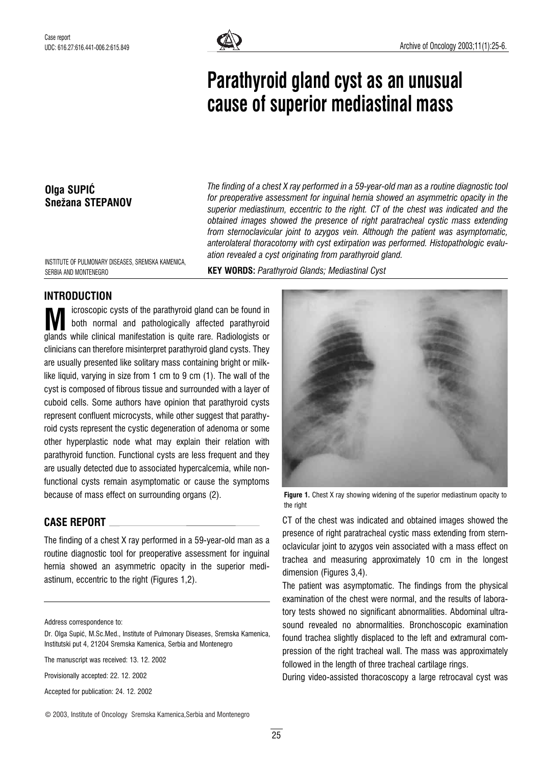Case report

UDC: 616.27:616.441-006.2:615.849

# Parathyroid gland cyst as an unusual cause of superior mediastinal mass

**Olga SUPIĆ**
**Snežana STEPANOV**

INSTITUTE OF PULMONARY DISEASES, SREMSKA KAMENICA, SERBIA AND MONTENEGRO

*The finding of a chest X ray performed in a 59-year-old man as a routine diagnostic tool for preoperative assessment for inguinal hernia showed an asymmetric opacity in the superior mediastinum, eccentric to the right. CT of the chest was indicated and the obtained images showed the presence of right paratracheal cystic mass extending from sternoclavicular joint to azygos vein. Although the patient was asymptomatic, anterolateral thoracotomy with cyst extirpation was performed. Histopathologic evaluation revealed a cyst originating from parathyroid gland.*

**KEY WORDS:** *Parathyroid Glands; Mediastinal Cyst*

## INTRODUCTION

Microscopic cysts of the parathyroid gland can be found in both normal and pathologically affected parathyroid glands while clinical manifestation is quite rare. Radiologists or clinicians can therefore misinterpret parathyroid gland cysts. They are usually presented like solitary mass containing bright or milk-like liquid, varying in size from 1 cm to 9 cm (1). The wall of the cyst is composed of fibrous tissue and surrounded with a layer of cuboid cells. Some authors have opinion that parathyroid cysts represent confluent microcysts, while other suggest that parathyroid cysts represent the cystic degeneration of adenoma or some other hyperplastic node what may explain their relation with parathyroid function. Functional cysts are less frequent and they are usually detected due to associated hypercalcemia, while non-functional cysts remain asymptomatic or cause the symptoms because of mass effect on surrounding organs (2).

## CASE REPORT

The finding of a chest X ray performed in a 59-year-old man as a routine diagnostic tool for preoperative assessment for inguinal hernia showed an asymmetric opacity in the superior mediastinum, eccentric to the right (Figures 1,2).

**Figure 1.** Chest X ray showing widening of the superior mediastinum opacity to the right

CT of the chest was indicated and obtained images showed the presence of right paratracheal cystic mass extending from sternoclavicular joint to azygos vein associated with a mass effect on trachea and measuring approximately 10 cm in the longest dimension (Figures 3,4).

The patient was asymptomatic. The findings from the physical examination of the chest were normal, and the results of laboratory tests showed no significant abnormalities. Abdominal ultrasound revealed no abnormalities. Bronchoscopic examination found trachea slightly displaced to the left and extramural compression of the right tracheal wall. The mass was approximately followed in the length of three tracheal cartilage rings.

During video-assisted thoracoscopy a large retrocaval cyst was

---

Address correspondence to:

Dr. Olga Supić, M.Sc.Med., Institute of Pulmonary Diseases, Sremska Kamenica, Institutski put 4, 21204 Sremska Kamenica, Serbia and Montenegro

The manuscript was received: 13. 12. 2002

Provisionally accepted: 22. 12. 2002

Accepted for publication: 24. 12. 2002

© 2003, Institute of Oncology Sremska Kamenica,Serbia and Montenegro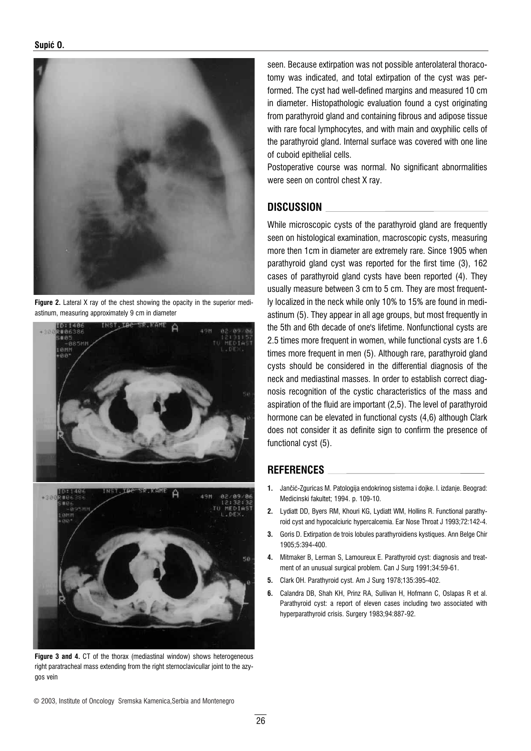**Figure 2.** Lateral X ray of the chest showing the opacity in the superior mediastinum, measuring approximately 9 cm in diameter

**Figure 3 and 4.** CT of the thorax (mediastinal window) shows heterogeneous right paratracheal mass extending from the right sternoclavicullar joint to the azygos vein

© 2003, Institute of Oncology Sremska Kamenica,Serbia and Montenegro

seen. Because extirpation was not possible anterolateral thoracotomy was indicated, and total extirpation of the cyst was performed. The cyst had well-defined margins and measured 10 cm in diameter. Histopathologic evaluation found a cyst originating from parathyroid gland and containing fibrous and adipose tissue with rare focal lymphocytes, and with main and oxyphilic cells of the parathyroid gland. Internal surface was covered with one line of cuboid epithelial cells.

Postoperative course was normal. No significant abnormalities were seen on control chest X ray.

## DISCUSSION

While microscopic cysts of the parathyroid gland are frequently seen on histological examination, macroscopic cysts, measuring more then 1cm in diameter are extremely rare. Since 1905 when parathyroid gland cyst was reported for the first time (3), 162 cases of parathyroid gland cysts have been reported (4). They usually measure between 3 cm to 5 cm. They are most frequently localized in the neck while only 10% to 15% are found in mediastinum (5). They appear in all age groups, but most frequently in the 5th and 6th decade of one's lifetime. Nonfunctional cysts are 2.5 times more frequent in women, while functional cysts are 1.6 times more frequent in men (5). Although rare, parathyroid gland cysts should be considered in the differential diagnosis of the neck and mediastinal masses. In order to establish correct diagnosis recognition of the cystic characteristics of the mass and aspiration of the fluid are important (2,5). The level of parathyroid hormone can be elevated in functional cysts (4,6) although Clark does not consider it as definite sign to confirm the presence of functional cyst (5).

## REFERENCES

1. Jančić-Zguricas M. Patologija endokrinog sistema i dojke. I. izdanje. Beograd: Medicinski fakultet; 1994. p. 109-10.
2. Lydiatt DD, Byers RM, Khouri KG, Lydiatt WM, Hollins R. Functional parathyroid cyst and hypocalciuric hypercalcemia. Ear Nose Throat J 1993;72:142-4.
3. Goris D. Extirpation de trois lobules parathyroidiens kystiques. Ann Belge Chir 1905;5:394-400.
4. Mitmaker B, Lerman S, Lamoureux E. Parathyroid cyst: diagnosis and treatment of an unusual surgical problem. Can J Surg 1991;34:59-61.
5. Clark OH. Parathyroid cyst. Am J Surg 1978;135:395-402.
6. Calandra DB, Shah KH, Prinz RA, Sullivan H, Hofmann C, Oslapas R et al. Parathyroid cyst: a report of eleven cases including two associated with hyperparathyroid crisis. Surgery 1983;94:887-92.